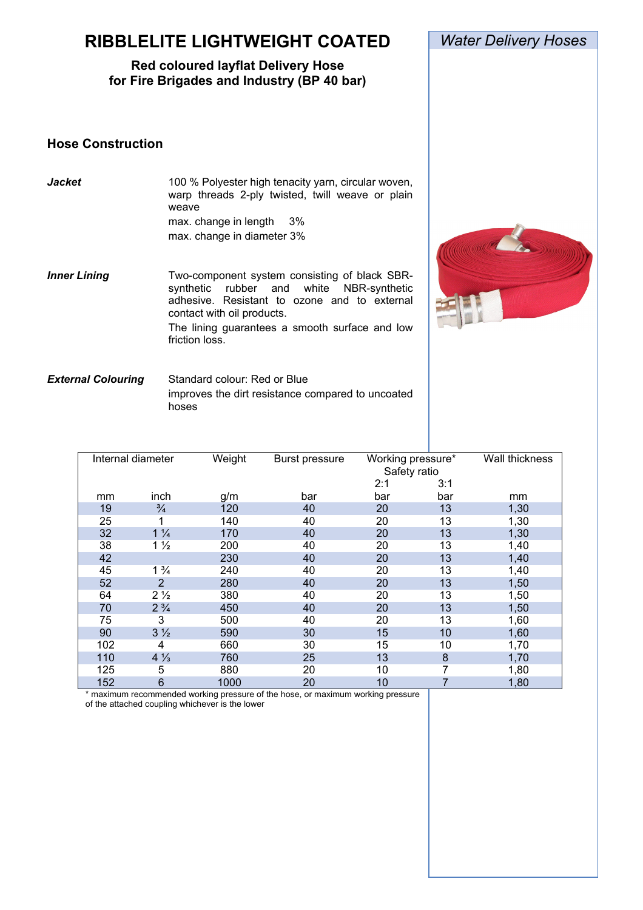# RIBBLELITE LIGHTWEIGHT COATED

**Red coloured layflat Delivery Hose for Fire Brigades and Industry (BP 40 bar)**

*Water Delivery Hoses*

## Hose Construction

***Jacket***

100 % Polyester high tenacity yarn, circular woven, warp threads 2-ply twisted, twill weave or plain weave

max. change in length 3%

max. change in diameter 3%

***Inner Lining***

Two-component system consisting of black SBR-synthetic rubber and white NBR-synthetic adhesive. Resistant to ozone and to external contact with oil products.

The lining guarantees a smooth surface and low friction loss.

***External Colouring***

Standard colour: Red or Blue

improves the dirt resistance compared to uncoated hoses

| Internal diameter | | Weight | Burst pressure | Working pressure* Safety ratio | | Wall thickness |
|---|---|---|---|---|---|---|
| | | | | 2:1 | 3:1 | |
| mm | inch | g/m | bar | bar | bar | mm |
| 19 | ¾ | 120 | 40 | 20 | 13 | 1,30 |
| 25 | 1 | 140 | 40 | 20 | 13 | 1,30 |
| 32 | 1 ¼ | 170 | 40 | 20 | 13 | 1,30 |
| 38 | 1 ½ | 200 | 40 | 20 | 13 | 1,40 |
| 42 | | 230 | 40 | 20 | 13 | 1,40 |
| 45 | 1 ¾ | 240 | 40 | 20 | 13 | 1,40 |
| 52 | 2 | 280 | 40 | 20 | 13 | 1,50 |
| 64 | 2 ½ | 380 | 40 | 20 | 13 | 1,50 |
| 70 | 2 ¾ | 450 | 40 | 20 | 13 | 1,50 |
| 75 | 3 | 500 | 40 | 20 | 13 | 1,60 |
| 90 | 3 ½ | 590 | 30 | 15 | 10 | 1,60 |
| 102 | 4 | 660 | 30 | 15 | 10 | 1,70 |
| 110 | 4 ⅓ | 760 | 25 | 13 | 8 | 1,70 |
| 125 | 5 | 880 | 20 | 10 | 7 | 1,80 |
| 152 | 6 | 1000 | 20 | 10 | 7 | 1,80 |

\* maximum recommended working pressure of the hose, or maximum working pressure of the attached coupling whichever is the lower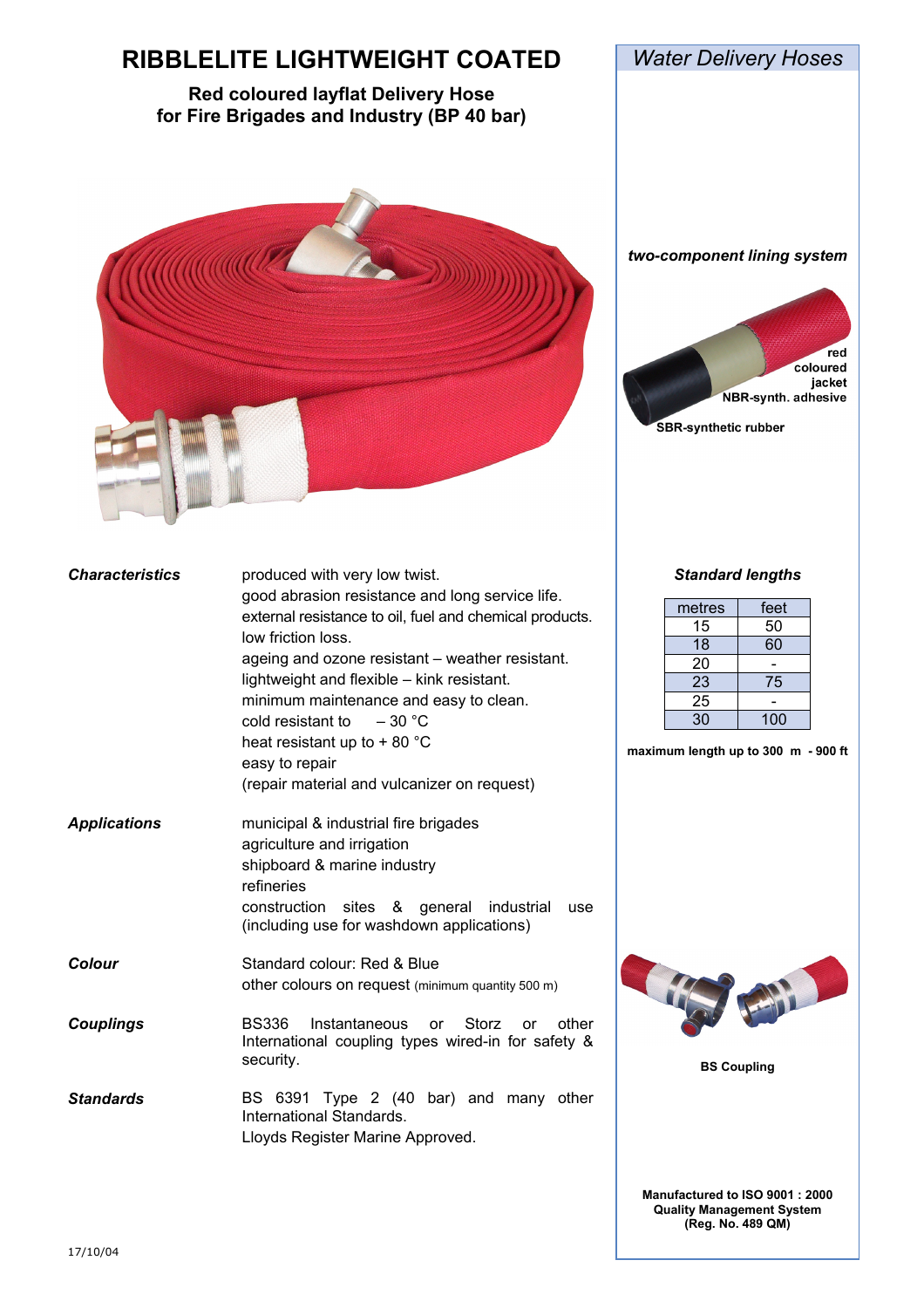# RIBBLELITE LIGHTWEIGHT COATED

## Red coloured layflat Delivery Hose for Fire Brigades and Industry (BP 40 bar)

*Water Delivery Hoses*

***two-component lining system***

red coloured jacket
NBR-synth. adhesive
SBR-synthetic rubber

***Characteristics***

produced with very low twist.
good abrasion resistance and long service life.
external resistance to oil, fuel and chemical products.
low friction loss.
ageing and ozone resistant – weather resistant.
lightweight and flexible – kink resistant.
minimum maintenance and easy to clean.
cold resistant to – 30 °C
heat resistant up to + 80 °C
easy to repair
(repair material and vulcanizer on request)

***Applications***

municipal & industrial fire brigades
agriculture and irrigation
shipboard & marine industry
refineries
construction sites & general industrial use (including use for washdown applications)

***Colour***

Standard colour: Red & Blue
other colours on request (minimum quantity 500 m)

***Couplings***

BS336 Instantaneous or Storz or other International coupling types wired-in for safety & security.

***Standards***

BS 6391 Type 2 (40 bar) and many other International Standards.
Lloyds Register Marine Approved.

***Standard lengths***

| metres | feet |
|---|---|
| 15 | 50 |
| 18 | 60 |
| 20 | - |
| 23 | 75 |
| 25 | - |
| 30 | 100 |

**maximum length up to 300 m - 900 ft**

**BS Coupling**

**Manufactured to ISO 9001 : 2000 Quality Management System (Reg. No. 489 QM)**

17/10/04